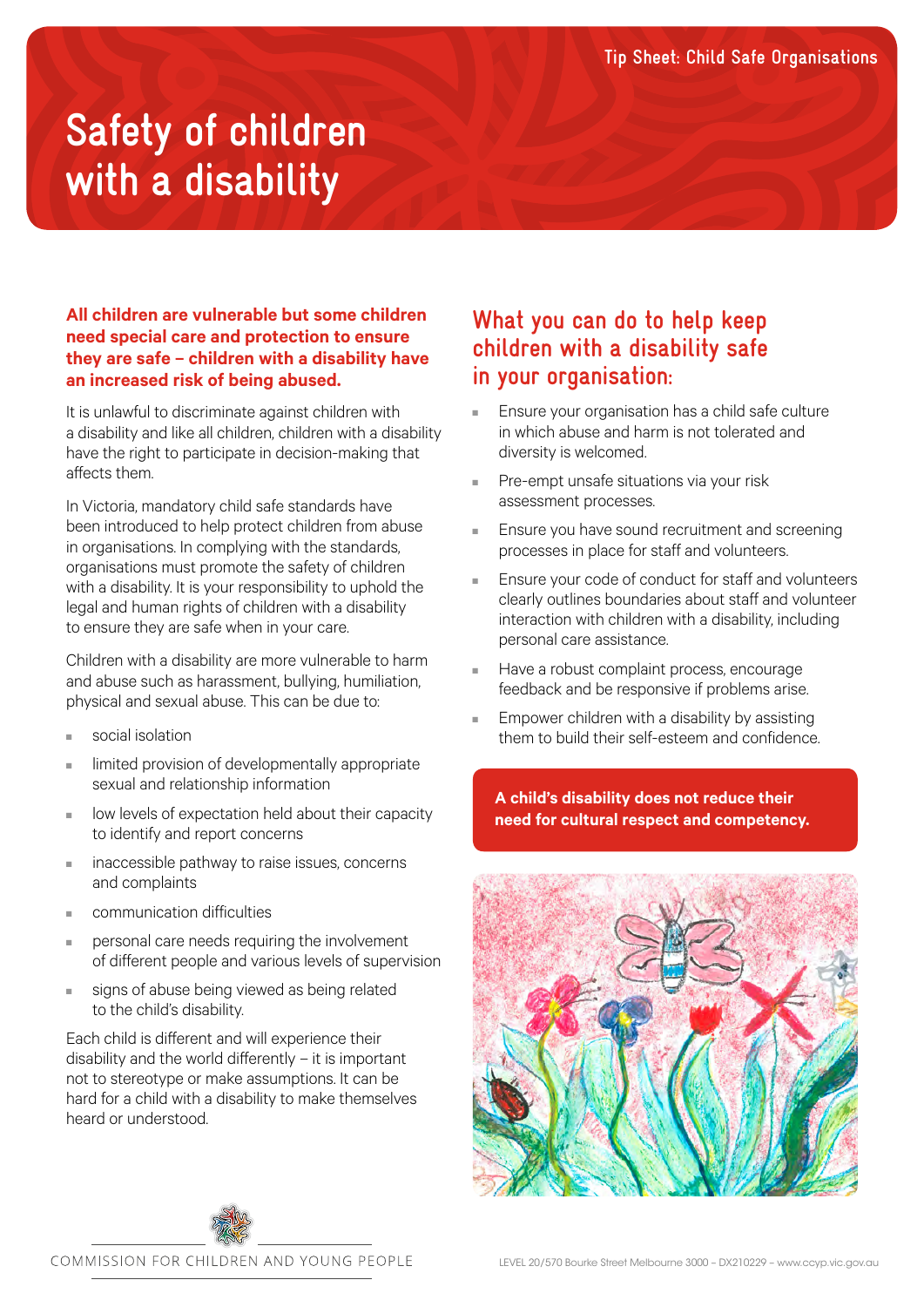Tip Sheet: Child Safe Organisations

# Safety of children with a disability

**All children are vulnerable but some children need special care and protection to ensure they are safe – children with a disability have an increased risk of being abused.**

It is unlawful to discriminate against children with a disability and like all children, children with a disability have the right to participate in decision-making that affects them.

In Victoria, mandatory child safe standards have been introduced to help protect children from abuse in organisations. In complying with the standards, organisations must promote the safety of children with a disability. It is your responsibility to uphold the legal and human rights of children with a disability to ensure they are safe when in your care.

Children with a disability are more vulnerable to harm and abuse such as harassment, bullying, humiliation, physical and sexual abuse. This can be due to:

- social isolation
- limited provision of developmentally appropriate sexual and relationship information
- low levels of expectation held about their capacity to identify and report concerns
- inaccessible pathway to raise issues, concerns and complaints
- communication difficulties
- personal care needs requiring the involvement of different people and various levels of supervision
- signs of abuse being viewed as being related to the child's disability.

Each child is different and will experience their disability and the world differently – it is important not to stereotype or make assumptions. It can be hard for a child with a disability to make themselves heard or understood.

## What you can do to help keep children with a disability safe in your organisation:

- Ensure your organisation has a child safe culture in which abuse and harm is not tolerated and diversity is welcomed.
- Pre-empt unsafe situations via your risk assessment processes.
- Ensure you have sound recruitment and screening processes in place for staff and volunteers.
- Ensure your code of conduct for staff and volunteers clearly outlines boundaries about staff and volunteer interaction with children with a disability, including personal care assistance.
- Have a robust complaint process, encourage feedback and be responsive if problems arise.
- Empower children with a disability by assisting them to build their self-esteem and confidence.

**A child's disability does not reduce their need for cultural respect and competency.**

COMMISSION FOR CHILDREN AND YOUNG PEOPLE

LEVEL 20/570 Bourke Street Melbourne 3000 – DX210229 – www.ccyp.vic.gov.au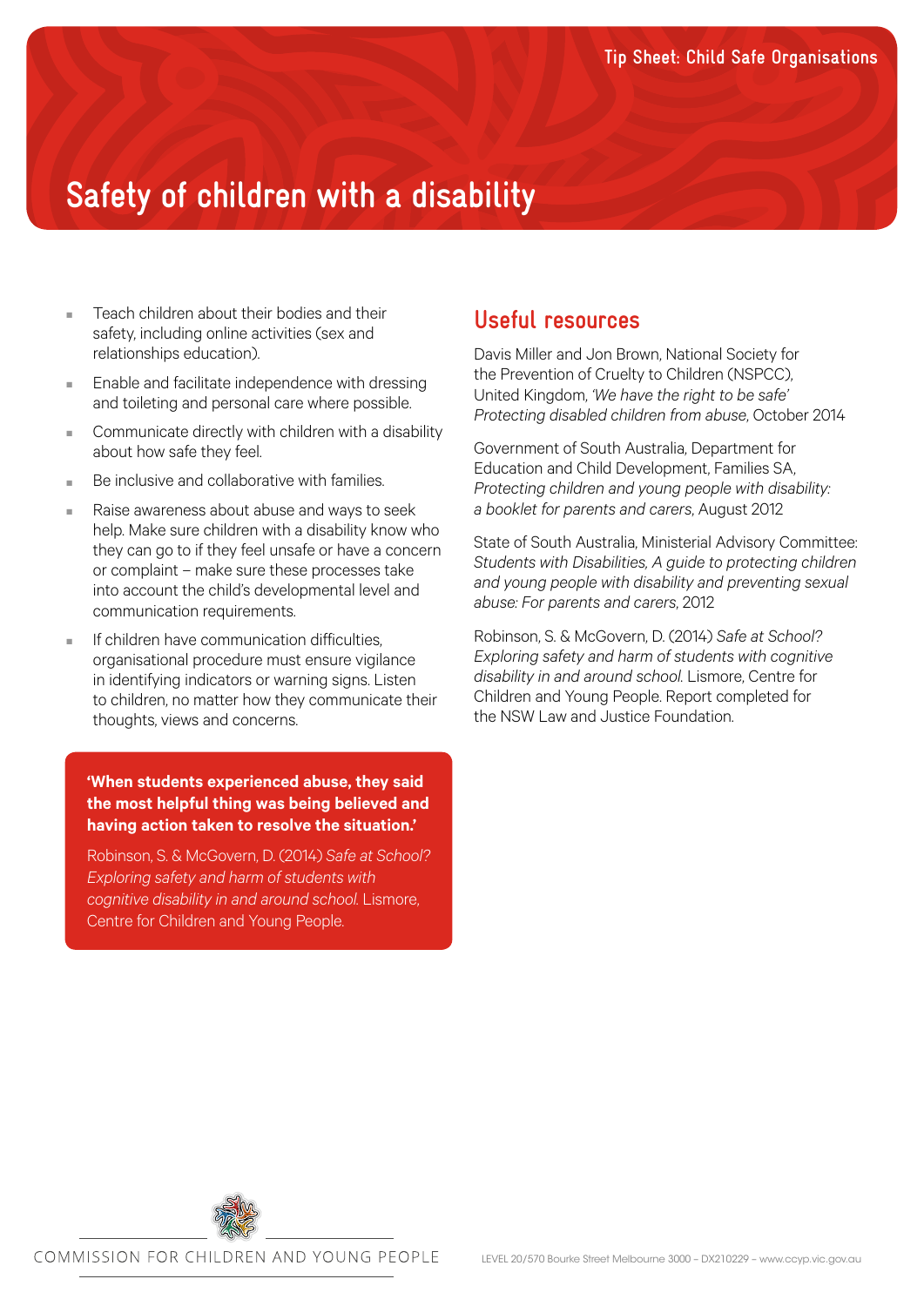# Safety of children with a disability

- Teach children about their bodies and their safety, including online activities (sex and relationships education).
- Enable and facilitate independence with dressing and toileting and personal care where possible.
- Communicate directly with children with a disability about how safe they feel.
- Be inclusive and collaborative with families.
- Raise awareness about abuse and ways to seek help. Make sure children with a disability know who they can go to if they feel unsafe or have a concern or complaint – make sure these processes take into account the child's developmental level and communication requirements.
- If children have communication difficulties, organisational procedure must ensure vigilance in identifying indicators or warning signs. Listen to children, no matter how they communicate their thoughts, views and concerns.

**'When students experienced abuse, they said the most helpful thing was being believed and having action taken to resolve the situation.'**

Robinson, S. & McGovern, D. (2014) *Safe at School? Exploring safety and harm of students with cognitive disability in and around school.* Lismore, Centre for Children and Young People.

## Useful resources

Davis Miller and Jon Brown, National Society for the Prevention of Cruelty to Children (NSPCC), United Kingdom, *'We have the right to be safe' Protecting disabled children from abuse*, October 2014

Government of South Australia, Department for Education and Child Development, Families SA, *Protecting children and young people with disability: a booklet for parents and carers*, August 2012

State of South Australia, Ministerial Advisory Committee: *Students with Disabilities, A guide to protecting children and young people with disability and preventing sexual abuse: For parents and carers*, 2012

Robinson, S. & McGovern, D. (2014) *Safe at School? Exploring safety and harm of students with cognitive disability in and around school.* Lismore, Centre for Children and Young People. Report completed for the NSW Law and Justice Foundation.